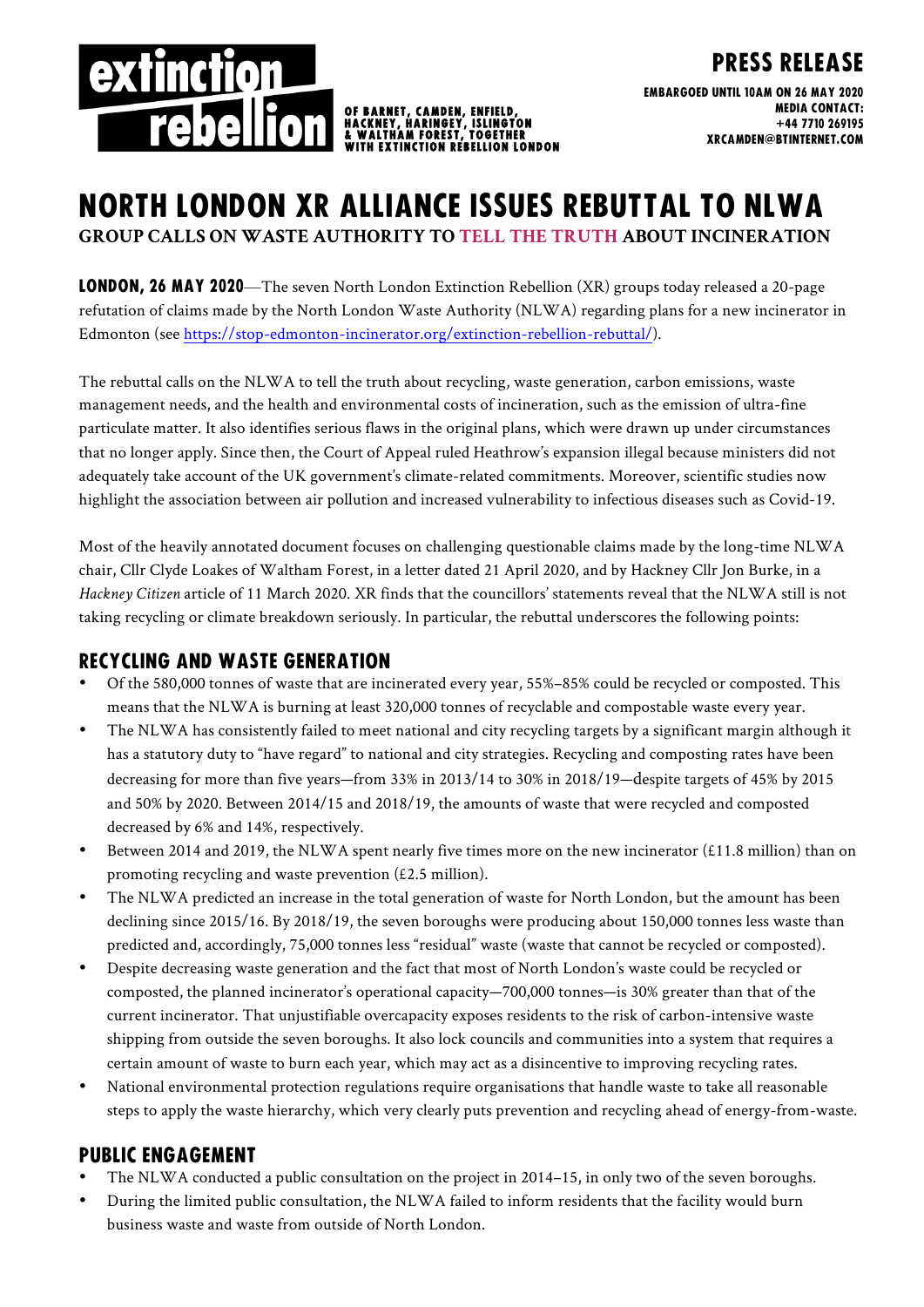**extinction rebellion** OF BARNET, CAMDEN, ENFIELD, HACKNEY, HARINGEY, ISLINGTON & WALTHAM FOREST, TOGETHER WITH EXTINCTION REBELLION LONDON

**PRESS RELEASE**

EMBARGOED UNTIL 10AM ON 26 MAY 2020
MEDIA CONTACT:
+44 7710 269195
XRCAMDEN@BTINTERNET.COM

# NORTH LONDON XR ALLIANCE ISSUES REBUTTAL TO NLWA

**GROUP CALLS ON WASTE AUTHORITY TO TELL THE TRUTH ABOUT INCINERATION**

**LONDON, 26 MAY 2020**—The seven North London Extinction Rebellion (XR) groups today released a 20-page refutation of claims made by the North London Waste Authority (NLWA) regarding plans for a new incinerator in Edmonton (see https://stop-edmonton-incinerator.org/extinction-rebellion-rebuttal/).

The rebuttal calls on the NLWA to tell the truth about recycling, waste generation, carbon emissions, waste management needs, and the health and environmental costs of incineration, such as the emission of ultra-fine particulate matter. It also identifies serious flaws in the original plans, which were drawn up under circumstances that no longer apply. Since then, the Court of Appeal ruled Heathrow's expansion illegal because ministers did not adequately take account of the UK government's climate-related commitments. Moreover, scientific studies now highlight the association between air pollution and increased vulnerability to infectious diseases such as Covid-19.

Most of the heavily annotated document focuses on challenging questionable claims made by the long-time NLWA chair, Cllr Clyde Loakes of Waltham Forest, in a letter dated 21 April 2020, and by Hackney Cllr Jon Burke, in a *Hackney Citizen* article of 11 March 2020. XR finds that the councillors' statements reveal that the NLWA still is not taking recycling or climate breakdown seriously. In particular, the rebuttal underscores the following points:

## RECYCLING AND WASTE GENERATION

- Of the 580,000 tonnes of waste that are incinerated every year, 55%–85% could be recycled or composted. This means that the NLWA is burning at least 320,000 tonnes of recyclable and compostable waste every year.
- The NLWA has consistently failed to meet national and city recycling targets by a significant margin although it has a statutory duty to "have regard" to national and city strategies. Recycling and composting rates have been decreasing for more than five years—from 33% in 2013/14 to 30% in 2018/19—despite targets of 45% by 2015 and 50% by 2020. Between 2014/15 and 2018/19, the amounts of waste that were recycled and composted decreased by 6% and 14%, respectively.
- Between 2014 and 2019, the NLWA spent nearly five times more on the new incinerator (£11.8 million) than on promoting recycling and waste prevention (£2.5 million).
- The NLWA predicted an increase in the total generation of waste for North London, but the amount has been declining since 2015/16. By 2018/19, the seven boroughs were producing about 150,000 tonnes less waste than predicted and, accordingly, 75,000 tonnes less "residual" waste (waste that cannot be recycled or composted).
- Despite decreasing waste generation and the fact that most of North London's waste could be recycled or composted, the planned incinerator's operational capacity—700,000 tonnes—is 30% greater than that of the current incinerator. That unjustifiable overcapacity exposes residents to the risk of carbon-intensive waste shipping from outside the seven boroughs. It also lock councils and communities into a system that requires a certain amount of waste to burn each year, which may act as a disincentive to improving recycling rates.
- National environmental protection regulations require organisations that handle waste to take all reasonable steps to apply the waste hierarchy, which very clearly puts prevention and recycling ahead of energy-from-waste.

## PUBLIC ENGAGEMENT

- The NLWA conducted a public consultation on the project in 2014–15, in only two of the seven boroughs.
- During the limited public consultation, the NLWA failed to inform residents that the facility would burn business waste and waste from outside of North London.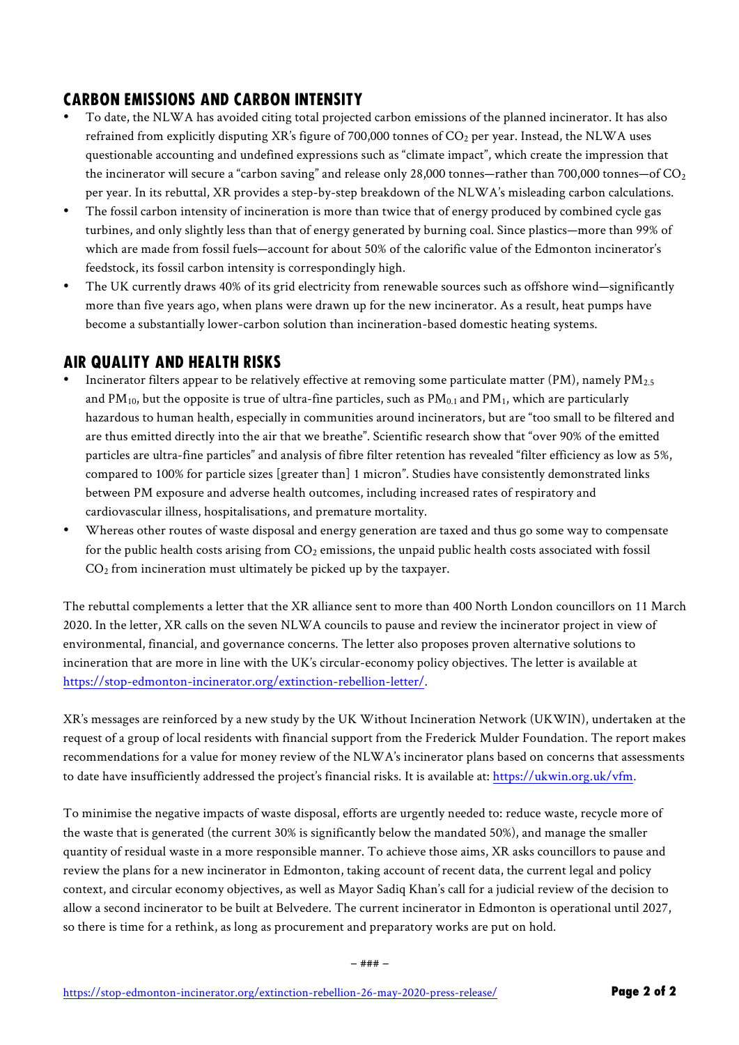## CARBON EMISSIONS AND CARBON INTENSITY

- To date, the NLWA has avoided citing total projected carbon emissions of the planned incinerator. It has also refrained from explicitly disputing XR's figure of 700,000 tonnes of $CO_2$ per year. Instead, the NLWA uses questionable accounting and undefined expressions such as "climate impact", which create the impression that the incinerator will secure a "carbon saving" and release only 28,000 tonnes—rather than 700,000 tonnes—of $CO_2$ per year. In its rebuttal, XR provides a step-by-step breakdown of the NLWA's misleading carbon calculations.
- The fossil carbon intensity of incineration is more than twice that of energy produced by combined cycle gas turbines, and only slightly less than that of energy generated by burning coal. Since plastics—more than 99% of which are made from fossil fuels—account for about 50% of the calorific value of the Edmonton incinerator's feedstock, its fossil carbon intensity is correspondingly high.
- The UK currently draws 40% of its grid electricity from renewable sources such as offshore wind—significantly more than five years ago, when plans were drawn up for the new incinerator. As a result, heat pumps have become a substantially lower-carbon solution than incineration-based domestic heating systems.

## AIR QUALITY AND HEALTH RISKS

- Incinerator filters appear to be relatively effective at removing some particulate matter (PM), namely $PM_{2.5}$ and $PM_{10}$, but the opposite is true of ultra-fine particles, such as $PM_{0.1}$ and $PM_1$, which are particularly hazardous to human health, especially in communities around incinerators, but are "too small to be filtered and are thus emitted directly into the air that we breathe". Scientific research show that "over 90% of the emitted particles are ultra-fine particles" and analysis of fibre filter retention has revealed "filter efficiency as low as 5%, compared to 100% for particle sizes [greater than] 1 micron". Studies have consistently demonstrated links between PM exposure and adverse health outcomes, including increased rates of respiratory and cardiovascular illness, hospitalisations, and premature mortality.
- Whereas other routes of waste disposal and energy generation are taxed and thus go some way to compensate for the public health costs arising from $CO_2$ emissions, the unpaid public health costs associated with fossil $CO_2$ from incineration must ultimately be picked up by the taxpayer.

The rebuttal complements a letter that the XR alliance sent to more than 400 North London councillors on 11 March 2020. In the letter, XR calls on the seven NLWA councils to pause and review the incinerator project in view of environmental, financial, and governance concerns. The letter also proposes proven alternative solutions to incineration that are more in line with the UK's circular-economy policy objectives. The letter is available at https://stop-edmonton-incinerator.org/extinction-rebellion-letter/.

XR's messages are reinforced by a new study by the UK Without Incineration Network (UKWIN), undertaken at the request of a group of local residents with financial support from the Frederick Mulder Foundation. The report makes recommendations for a value for money review of the NLWA's incinerator plans based on concerns that assessments to date have insufficiently addressed the project's financial risks. It is available at: https://ukwin.org.uk/vfm.

To minimise the negative impacts of waste disposal, efforts are urgently needed to: reduce waste, recycle more of the waste that is generated (the current 30% is significantly below the mandated 50%), and manage the smaller quantity of residual waste in a more responsible manner. To achieve those aims, XR asks councillors to pause and review the plans for a new incinerator in Edmonton, taking account of recent data, the current legal and policy context, and circular economy objectives, as well as Mayor Sadiq Khan's call for a judicial review of the decision to allow a second incinerator to be built at Belvedere. The current incinerator in Edmonton is operational until 2027, so there is time for a rethink, as long as procurement and preparatory works are put on hold.

– ### –